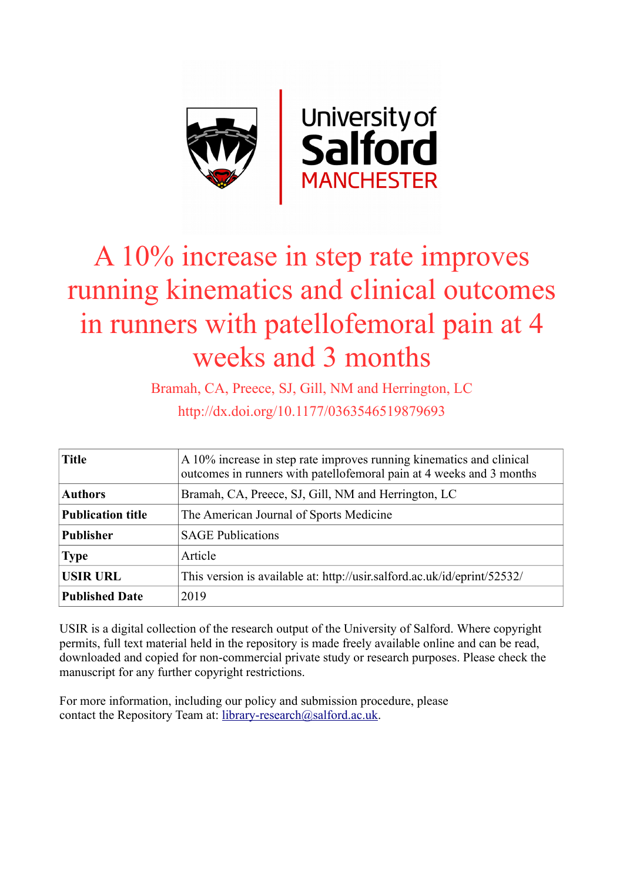# A 10% increase in step rate improves running kinematics and clinical outcomes in runners with patellofemoral pain at 4 weeks and 3 months

Bramah, CA, Preece, SJ, Gill, NM and Herrington, LC

http://dx.doi.org/10.1177/0363546519879693

| | |
|---|---|
| **Title** | A 10% increase in step rate improves running kinematics and clinical outcomes in runners with patellofemoral pain at 4 weeks and 3 months |
| **Authors** | Bramah, CA, Preece, SJ, Gill, NM and Herrington, LC |
| **Publication title** | The American Journal of Sports Medicine |
| **Publisher** | SAGE Publications |
| **Type** | Article |
| **USIR URL** | This version is available at: http://usir.salford.ac.uk/id/eprint/52532/ |
| **Published Date** | 2019 |

USIR is a digital collection of the research output of the University of Salford. Where copyright permits, full text material held in the repository is made freely available online and can be read, downloaded and copied for non-commercial private study or research purposes. Please check the manuscript for any further copyright restrictions.

For more information, including our policy and submission procedure, please contact the Repository Team at: library-research@salford.ac.uk.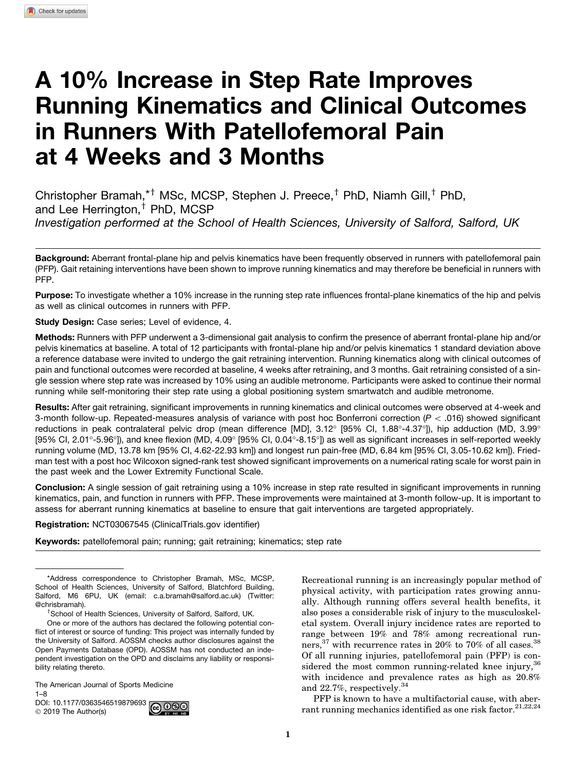# A 10% Increase in Step Rate Improves Running Kinematics and Clinical Outcomes in Runners With Patellofemoral Pain at 4 Weeks and 3 Months

Christopher Bramah,*† MSc, MCSP, Stephen J. Preece,† PhD, Niamh Gill,† PhD, and Lee Herrington,† PhD, MCSP

*Investigation performed at the School of Health Sciences, University of Salford, Salford, UK*

**Background:** Aberrant frontal-plane hip and pelvis kinematics have been frequently observed in runners with patellofemoral pain (PFP). Gait retaining interventions have been shown to improve running kinematics and may therefore be beneficial in runners with PFP.

**Purpose:** To investigate whether a 10% increase in the running step rate influences frontal-plane kinematics of the hip and pelvis as well as clinical outcomes in runners with PFP.

**Study Design:** Case series; Level of evidence, 4.

**Methods:** Runners with PFP underwent a 3-dimensional gait analysis to confirm the presence of aberrant frontal-plane hip and/or pelvis kinematics at baseline. A total of 12 participants with frontal-plane hip and/or pelvis kinematics 1 standard deviation above a reference database were invited to undergo the gait retraining intervention. Running kinematics along with clinical outcomes of pain and functional outcomes were recorded at baseline, 4 weeks after retraining, and 3 months. Gait retraining consisted of a single session where step rate was increased by 10% using an audible metronome. Participants were asked to continue their normal running while self-monitoring their step rate using a global positioning system smartwatch and audible metronome.

**Results:** After gait retraining, significant improvements in running kinematics and clinical outcomes were observed at 4-week and 3-month follow-up. Repeated-measures analysis of variance with post hoc Bonferroni correction ($P < .016$) showed significant reductions in peak contralateral pelvic drop (mean difference [MD], 3.12° [95% CI, 1.88°-4.37°]), hip adduction (MD, 3.99° [95% CI, 2.01°-5.96°]), and knee flexion (MD, 4.09° [95% CI, 0.04°-8.15°]) as well as significant increases in self-reported weekly running volume (MD, 13.78 km [95% CI, 4.62-22.93 km]) and longest run pain-free (MD, 6.84 km [95% CI, 3.05-10.62 km]). Friedman test with a post hoc Wilcoxon signed-rank test showed significant improvements on a numerical rating scale for worst pain in the past week and the Lower Extremity Functional Scale.

**Conclusion:** A single session of gait retraining using a 10% increase in step rate resulted in significant improvements in running kinematics, pain, and function in runners with PFP. These improvements were maintained at 3-month follow-up. It is important to assess for aberrant running kinematics at baseline to ensure that gait interventions are targeted appropriately.

**Registration:** NCT03067545 (ClinicalTrials.gov identifier)

**Keywords:** patellofemoral pain; running; gait retraining; kinematics; step rate

Recreational running is an increasingly popular method of physical activity, with participation rates growing annually. Although running offers several health benefits, it also poses a considerable risk of injury to the musculoskeletal system. Overall injury incidence rates are reported to range between 19% and 78% among recreational runners,[37] with recurrence rates in 20% to 70% of all cases.[38] Of all running injuries, patellofemoral pain (PFP) is considered the most common running-related knee injury,[36] with incidence and prevalence rates as high as 20.8% and 22.7%, respectively.[34]

PFP is known to have a multifactorial cause, with aberrant running mechanics identified as one risk factor.[21,22,24]

*Address correspondence to Christopher Bramah, MSc, MCSP, School of Health Sciences, University of Salford, Blatchford Building, Salford, M6 6PU, UK (email: c.a.bramah@salford.ac.uk) (Twitter: @chrisbramah).

†School of Health Sciences, University of Salford, Salford, UK.

One or more of the authors has declared the following potential conflict of interest or source of funding: This project was internally funded by the University of Salford. AOSSM checks author disclosures against the Open Payments Database (OPD). AOSSM has not conducted an independent investigation on the OPD and disclaims any liability or responsibility relating thereto.

The American Journal of Sports Medicine
1–8
DOI: 10.1177/0363546519879693
© 2019 The Author(s)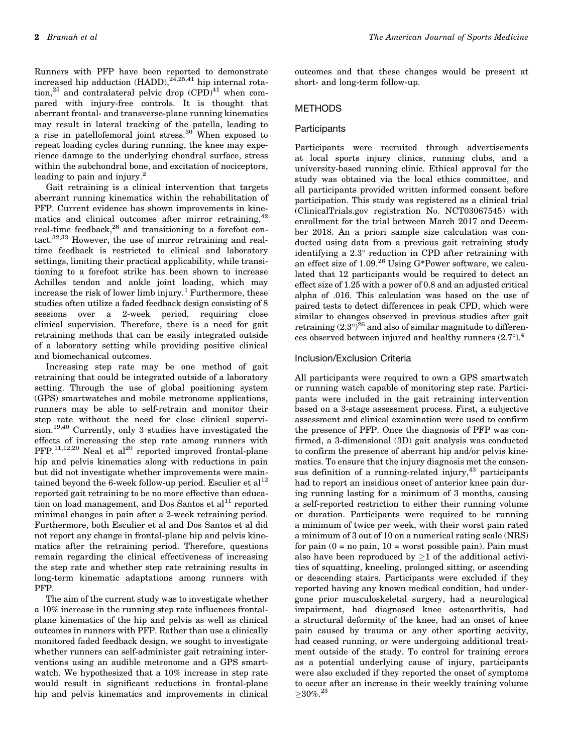Runners with PFP have been reported to demonstrate increased hip adduction (HADD),[24,25,41] hip internal rotation,[25] and contralateral pelvic drop (CPD)[41] when compared with injury-free controls. It is thought that aberrant frontal- and transverse-plane running kinematics may result in lateral tracking of the patella, leading to a rise in patellofemoral joint stress.[30] When exposed to repeat loading cycles during running, the knee may experience damage to the underlying chondral surface, stress within the subchondral bone, and excitation of nociceptors, leading to pain and injury.[2]

Gait retraining is a clinical intervention that targets aberrant running kinematics within the rehabilitation of PFP. Current evidence has shown improvements in kinematics and clinical outcomes after mirror retraining,[42] real-time feedback,[26] and transitioning to a forefoot contact.[32,33] However, the use of mirror retraining and real-time feedback is restricted to clinical and laboratory settings, limiting their practical applicability, while transitioning to a forefoot strike has been shown to increase Achilles tendon and ankle joint loading, which may increase the risk of lower limb injury.[1] Furthermore, these studies often utilize a faded feedback design consisting of 8 sessions over a 2-week period, requiring close clinical supervision. Therefore, there is a need for gait retraining methods that can be easily integrated outside of a laboratory setting while providing positive clinical and biomechanical outcomes.

Increasing step rate may be one method of gait retraining that could be integrated outside of a laboratory setting. Through the use of global positioning system (GPS) smartwatches and mobile metronome applications, runners may be able to self-retrain and monitor their step rate without the need for close clinical supervision.[19,40] Currently, only 3 studies have investigated the effects of increasing the step rate among runners with PFP.[11,12,20] Neal et al[20] reported improved frontal-plane hip and pelvis kinematics along with reductions in pain but did not investigate whether improvements were maintained beyond the 6-week follow-up period. Esculier et al[12] reported gait retraining to be no more effective than education on load management, and Dos Santos et al[11] reported minimal changes in pain after a 2-week retraining period. Furthermore, both Esculier et al and Dos Santos et al did not report any change in frontal-plane hip and pelvis kinematics after the retraining period. Therefore, questions remain regarding the clinical effectiveness of increasing the step rate and whether step rate retraining results in long-term kinematic adaptations among runners with PFP.

The aim of the current study was to investigate whether a 10% increase in the running step rate influences frontal-plane kinematics of the hip and pelvis as well as clinical outcomes in runners with PFP. Rather than use a clinically monitored faded feedback design, we sought to investigate whether runners can self-administer gait retraining interventions using an audible metronome and a GPS smartwatch. We hypothesized that a 10% increase in step rate would result in significant reductions in frontal-plane hip and pelvis kinematics and improvements in clinical outcomes and that these changes would be present at short- and long-term follow-up.

## METHODS

### Participants

Participants were recruited through advertisements at local sports injury clinics, running clubs, and a university-based running clinic. Ethical approval for the study was obtained via the local ethics committee, and all participants provided written informed consent before participation. This study was registered as a clinical trial (ClinicalTrials.gov registration No. NCT03067545) with enrollment for the trial between March 2017 and December 2018. An a priori sample size calculation was conducted using data from a previous gait retraining study identifying a 2.3° reduction in CPD after retraining with an effect size of 1.09.[26] Using G*Power software, we calculated that 12 participants would be required to detect an effect size of 1.25 with a power of 0.8 and an adjusted critical alpha of .016. This calculation was based on the use of paired tests to detect differences in peak CPD, which were similar to changes observed in previous studies after gait retraining (2.3°)[26] and also of similar magnitude to differences observed between injured and healthy runners (2.7°).[4]

### Inclusion/Exclusion Criteria

All participants were required to own a GPS smartwatch or running watch capable of monitoring step rate. Participants were included in the gait retraining intervention based on a 3-stage assessment process. First, a subjective assessment and clinical examination were used to confirm the presence of PFP. Once the diagnosis of PFP was confirmed, a 3-dimensional (3D) gait analysis was conducted to confirm the presence of aberrant hip and/or pelvis kinematics. To ensure that the injury diagnosis met the consensus definition of a running-related injury,[43] participants had to report an insidious onset of anterior knee pain during running lasting for a minimum of 3 months, causing a self-reported restriction to either their running volume or duration. Participants were required to be running a minimum of twice per week, with their worst pain rated a minimum of 3 out of 10 on a numerical rating scale (NRS) for pain (0 = no pain, 10 = worst possible pain). Pain must also have been reproduced by $\geq$1 of the additional activities of squatting, kneeling, prolonged sitting, or ascending or descending stairs. Participants were excluded if they reported having any known medical condition, had undergone prior musculoskeletal surgery, had a neurological impairment, had diagnosed knee osteoarthritis, had a structural deformity of the knee, had an onset of knee pain caused by trauma or any other sporting activity, had ceased running, or were undergoing additional treatment outside of the study. To control for training errors as a potential underlying cause of injury, participants were also excluded if they reported the onset of symptoms to occur after an increase in their weekly training volume $\geq$30%.[23]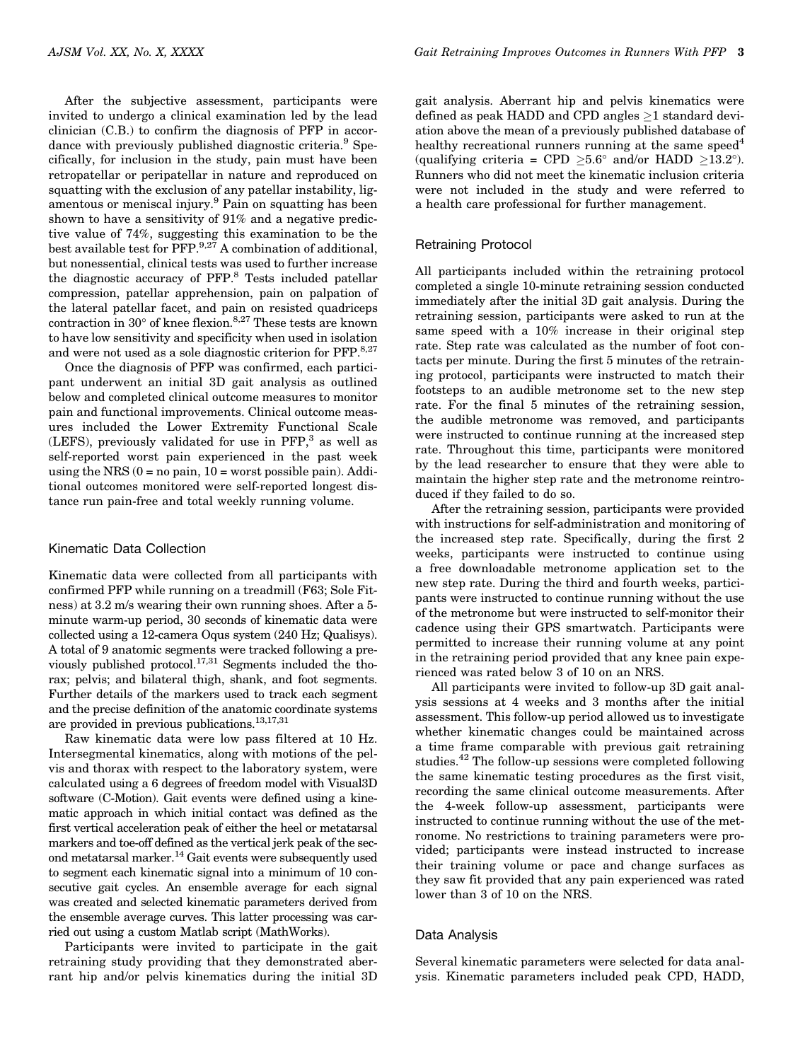After the subjective assessment, participants were invited to undergo a clinical examination led by the lead clinician (C.B.) to confirm the diagnosis of PFP in accordance with previously published diagnostic criteria.[9] Specifically, for inclusion in the study, pain must have been retropatellar or peripatellar in nature and reproduced on squatting with the exclusion of any patellar instability, ligamentous or meniscal injury.[9] Pain on squatting has been shown to have a sensitivity of 91% and a negative predictive value of 74%, suggesting this examination to be the best available test for PFP.[9,27] A combination of additional, but nonessential, clinical tests was used to further increase the diagnostic accuracy of PFP.[8] Tests included patellar compression, patellar apprehension, pain on palpation of the lateral patellar facet, and pain on resisted quadriceps contraction in 30° of knee flexion.[8,27] These tests are known to have low sensitivity and specificity when used in isolation and were not used as a sole diagnostic criterion for PFP.[8,27]

Once the diagnosis of PFP was confirmed, each participant underwent an initial 3D gait analysis as outlined below and completed clinical outcome measures to monitor pain and functional improvements. Clinical outcome measures included the Lower Extremity Functional Scale (LEFS), previously validated for use in PFP,[3] as well as self-reported worst pain experienced in the past week using the NRS (0 = no pain, 10 = worst possible pain). Additional outcomes monitored were self-reported longest distance run pain-free and total weekly running volume.

## Kinematic Data Collection

Kinematic data were collected from all participants with confirmed PFP while running on a treadmill (F63; Sole Fitness) at 3.2 m/s wearing their own running shoes. After a 5-minute warm-up period, 30 seconds of kinematic data were collected using a 12-camera Oqus system (240 Hz; Qualisys). A total of 9 anatomic segments were tracked following a previously published protocol.[17,31] Segments included the thorax; pelvis; and bilateral thigh, shank, and foot segments. Further details of the markers used to track each segment and the precise definition of the anatomic coordinate systems are provided in previous publications.[13,17,31]

Raw kinematic data were low pass filtered at 10 Hz. Intersegmental kinematics, along with motions of the pelvis and thorax with respect to the laboratory system, were calculated using a 6 degrees of freedom model with Visual3D software (C-Motion). Gait events were defined using a kinematic approach in which initial contact was defined as the first vertical acceleration peak of either the heel or metatarsal markers and toe-off defined as the vertical jerk peak of the second metatarsal marker.[14] Gait events were subsequently used to segment each kinematic signal into a minimum of 10 consecutive gait cycles. An ensemble average for each signal was created and selected kinematic parameters derived from the ensemble average curves. This latter processing was carried out using a custom Matlab script (MathWorks).

Participants were invited to participate in the gait retraining study providing that they demonstrated aberrant hip and/or pelvis kinematics during the initial 3D gait analysis. Aberrant hip and pelvis kinematics were defined as peak HADD and CPD angles ≥1 standard deviation above the mean of a previously published database of healthy recreational runners running at the same speed[4] (qualifying criteria = CPD ≥5.6° and/or HADD ≥13.2°). Runners who did not meet the kinematic inclusion criteria were not included in the study and were referred to a health care professional for further management.

## Retraining Protocol

All participants included within the retraining protocol completed a single 10-minute retraining session conducted immediately after the initial 3D gait analysis. During the retraining session, participants were asked to run at the same speed with a 10% increase in their original step rate. Step rate was calculated as the number of foot contacts per minute. During the first 5 minutes of the retraining protocol, participants were instructed to match their footsteps to an audible metronome set to the new step rate. For the final 5 minutes of the retraining session, the audible metronome was removed, and participants were instructed to continue running at the increased step rate. Throughout this time, participants were monitored by the lead researcher to ensure that they were able to maintain the higher step rate and the metronome reintroduced if they failed to do so.

After the retraining session, participants were provided with instructions for self-administration and monitoring of the increased step rate. Specifically, during the first 2 weeks, participants were instructed to continue using a free downloadable metronome application set to the new step rate. During the third and fourth weeks, participants were instructed to continue running without the use of the metronome but were instructed to self-monitor their cadence using their GPS smartwatch. Participants were permitted to increase their running volume at any point in the retraining period provided that any knee pain experienced was rated below 3 of 10 on an NRS.

All participants were invited to follow-up 3D gait analysis sessions at 4 weeks and 3 months after the initial assessment. This follow-up period allowed us to investigate whether kinematic changes could be maintained across a time frame comparable with previous gait retraining studies.[42] The follow-up sessions were completed following the same kinematic testing procedures as the first visit, recording the same clinical outcome measurements. After the 4-week follow-up assessment, participants were instructed to continue running without the use of the metronome. No restrictions to training parameters were provided; participants were instead instructed to increase their training volume or pace and change surfaces as they saw fit provided that any pain experienced was rated lower than 3 of 10 on the NRS.

## Data Analysis

Several kinematic parameters were selected for data analysis. Kinematic parameters included peak CPD, HADD,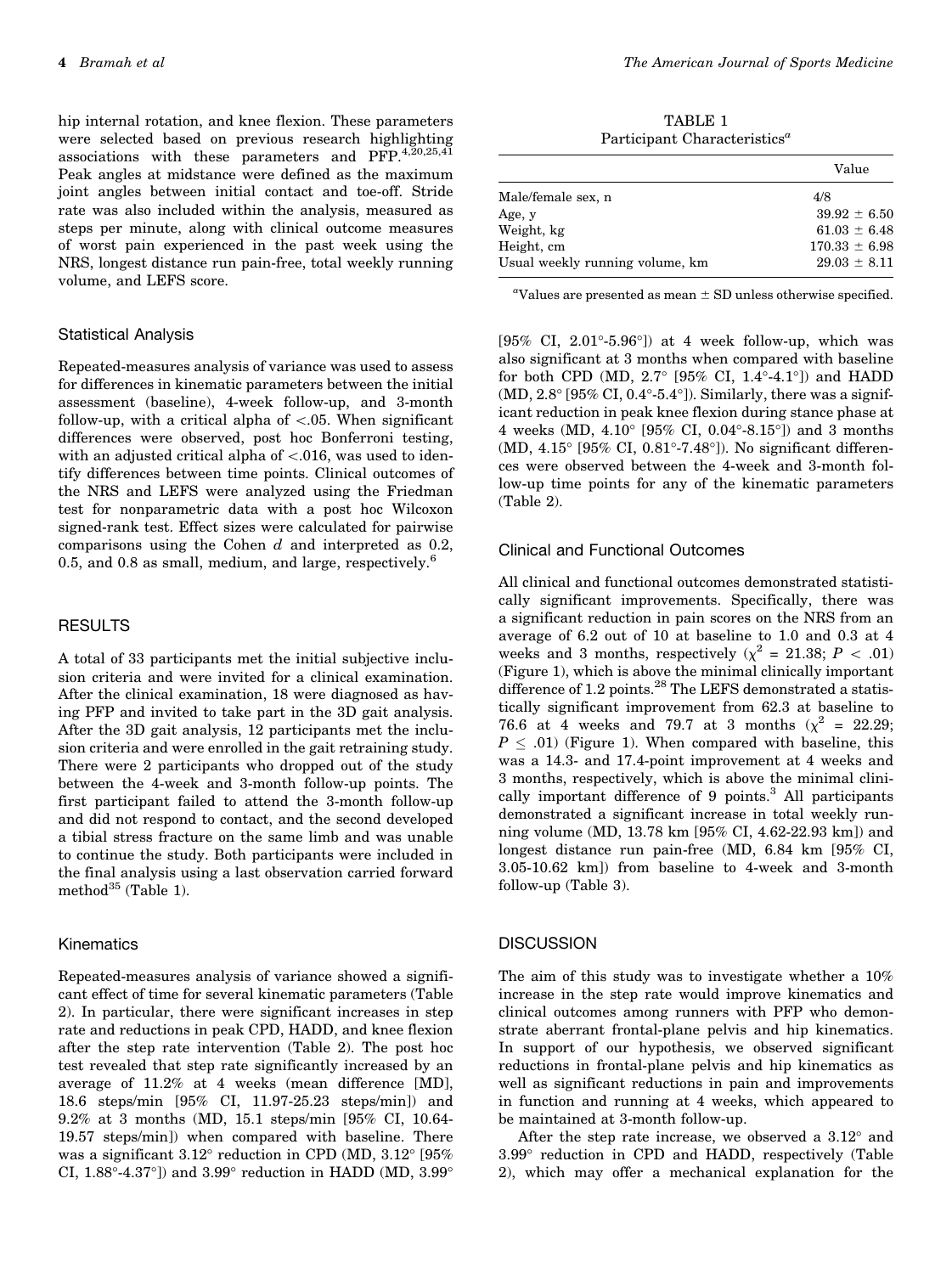hip internal rotation, and knee flexion. These parameters were selected based on previous research highlighting associations with these parameters and PFP.[4,20,25,41] Peak angles at midstance were defined as the maximum joint angles between initial contact and toe-off. Stride rate was also included within the analysis, measured as steps per minute, along with clinical outcome measures of worst pain experienced in the past week using the NRS, longest distance run pain-free, total weekly running volume, and LEFS score.

### Statistical Analysis

Repeated-measures analysis of variance was used to assess for differences in kinematic parameters between the initial assessment (baseline), 4-week follow-up, and 3-month follow-up, with a critical alpha of <.05. When significant differences were observed, post hoc Bonferroni testing, with an adjusted critical alpha of <.016, was used to identify differences between time points. Clinical outcomes of the NRS and LEFS were analyzed using the Friedman test for nonparametric data with a post hoc Wilcoxon signed-rank test. Effect sizes were calculated for pairwise comparisons using the Cohen *d* and interpreted as 0.2, 0.5, and 0.8 as small, medium, and large, respectively.[6]

## RESULTS

A total of 33 participants met the initial subjective inclusion criteria and were invited for a clinical examination. After the clinical examination, 18 were diagnosed as having PFP and invited to take part in the 3D gait analysis. After the 3D gait analysis, 12 participants met the inclusion criteria and were enrolled in the gait retraining study. There were 2 participants who dropped out of the study between the 4-week and 3-month follow-up points. The first participant failed to attend the 3-month follow-up and did not respond to contact, and the second developed a tibial stress fracture on the same limb and was unable to continue the study. Both participants were included in the final analysis using a last observation carried forward method[35] (Table 1).

TABLE 1
Participant Characteristics[a]

| | Value |
|---|---|
| Male/female sex, n | 4/8 |
| Age, y | 39.92 ± 6.50 |
| Weight, kg | 61.03 ± 6.48 |
| Height, cm | 170.33 ± 6.98 |
| Usual weekly running volume, km | 29.03 ± 8.11 |

[a]Values are presented as mean ± SD unless otherwise specified.

### Kinematics

Repeated-measures analysis of variance showed a significant effect of time for several kinematic parameters (Table 2). In particular, there were significant increases in step rate and reductions in peak CPD, HADD, and knee flexion after the step rate intervention (Table 2). The post hoc test revealed that step rate significantly increased by an average of 11.2% at 4 weeks (mean difference [MD], 18.6 steps/min [95% CI, 11.97-25.23 steps/min]) and 9.2% at 3 months (MD, 15.1 steps/min [95% CI, 10.64-19.57 steps/min]) when compared with baseline. There was a significant 3.12° reduction in CPD (MD, 3.12° [95% CI, 1.88°-4.37°]) and 3.99° reduction in HADD (MD, 3.99° [95% CI, 2.01°-5.96°]) at 4 week follow-up, which was also significant at 3 months when compared with baseline for both CPD (MD, 2.7° [95% CI, 1.4°-4.1°]) and HADD (MD, 2.8° [95% CI, 0.4°-5.4°]). Similarly, there was a significant reduction in peak knee flexion during stance phase at 4 weeks (MD, 4.10° [95% CI, 0.04°-8.15°]) and 3 months (MD, 4.15° [95% CI, 0.81°-7.48°]). No significant differences were observed between the 4-week and 3-month follow-up time points for any of the kinematic parameters (Table 2).

### Clinical and Functional Outcomes

All clinical and functional outcomes demonstrated statistically significant improvements. Specifically, there was a significant reduction in pain scores on the NRS from an average of 6.2 out of 10 at baseline to 1.0 and 0.3 at 4 weeks and 3 months, respectively ($\chi^2$ = 21.38; $P$ < .01) (Figure 1), which is above the minimal clinically important difference of 1.2 points.[28] The LEFS demonstrated a statistically significant improvement from 62.3 at baseline to 76.6 at 4 weeks and 79.7 at 3 months ($\chi^2$ = 22.29; $P \leq .01$) (Figure 1). When compared with baseline, this was a 14.3- and 17.4-point improvement at 4 weeks and 3 months, respectively, which is above the minimal clinically important difference of 9 points.[3] All participants demonstrated a significant increase in total weekly running volume (MD, 13.78 km [95% CI, 4.62-22.93 km]) and longest distance run pain-free (MD, 6.84 km [95% CI, 3.05-10.62 km]) from baseline to 4-week and 3-month follow-up (Table 3).

## DISCUSSION

The aim of this study was to investigate whether a 10% increase in the step rate would improve kinematics and clinical outcomes among runners with PFP who demonstrate aberrant frontal-plane pelvis and hip kinematics. In support of our hypothesis, we observed significant reductions in frontal-plane pelvis and hip kinematics as well as significant reductions in pain and improvements in function and running at 4 weeks, which appeared to be maintained at 3-month follow-up.

After the step rate increase, we observed a 3.12° and 3.99° reduction in CPD and HADD, respectively (Table 2), which may offer a mechanical explanation for the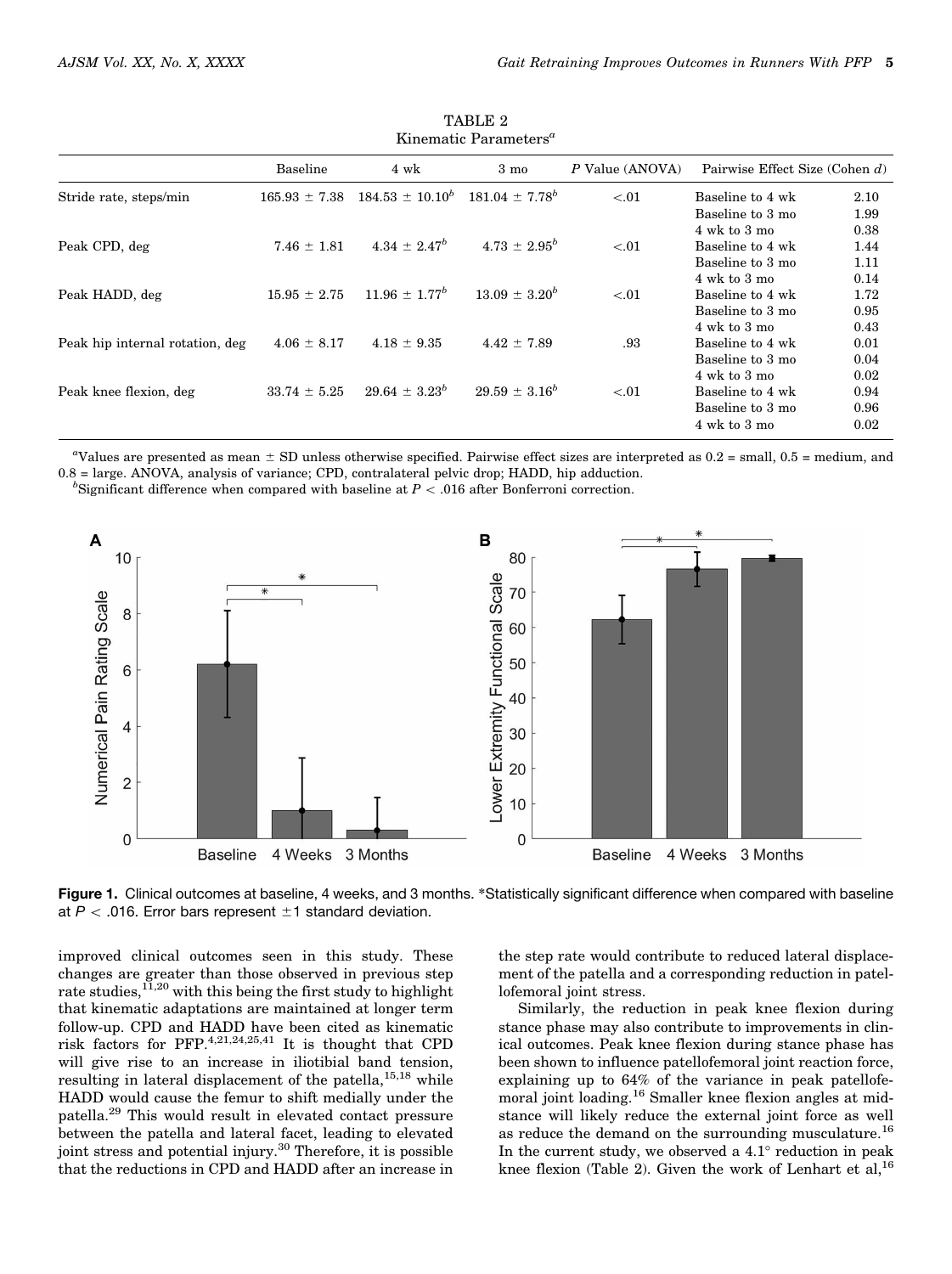TABLE 2
Kinematic Parameters[a]

| | Baseline | 4 wk | 3 mo | P Value (ANOVA) | Pairwise Effect Size (Cohen d) | |
|---|---|---|---|---|---|---|
| Stride rate, steps/min | 165.93 ± 7.38 | 184.53 ± 10.10[b] | 181.04 ± 7.78[b] | <.01 | Baseline to 4 wk | 2.10 |
| | | | | | Baseline to 3 mo | 1.99 |
| | | | | | 4 wk to 3 mo | 0.38 |
| Peak CPD, deg | 7.46 ± 1.81 | 4.34 ± 2.47[b] | 4.73 ± 2.95[b] | <.01 | Baseline to 4 wk | 1.44 |
| | | | | | Baseline to 3 mo | 1.11 |
| | | | | | 4 wk to 3 mo | 0.14 |
| Peak HADD, deg | 15.95 ± 2.75 | 11.96 ± 1.77[b] | 13.09 ± 3.20[b] | <.01 | Baseline to 4 wk | 1.72 |
| | | | | | Baseline to 3 mo | 0.95 |
| | | | | | 4 wk to 3 mo | 0.43 |
| Peak hip internal rotation, deg | 4.06 ± 8.17 | 4.18 ± 9.35 | 4.42 ± 7.89 | .93 | Baseline to 4 wk | 0.01 |
| | | | | | Baseline to 3 mo | 0.04 |
| | | | | | 4 wk to 3 mo | 0.02 |
| Peak knee flexion, deg | 33.74 ± 5.25 | 29.64 ± 3.23[b] | 29.59 ± 3.16[b] | <.01 | Baseline to 4 wk | 0.94 |
| | | | | | Baseline to 3 mo | 0.96 |
| | | | | | 4 wk to 3 mo | 0.02 |

[a]Values are presented as mean ± SD unless otherwise specified. Pairwise effect sizes are interpreted as 0.2 = small, 0.5 = medium, and 0.8 = large. ANOVA, analysis of variance; CPD, contralateral pelvic drop; HADD, hip adduction.
[b]Significant difference when compared with baseline at $P < .016$ after Bonferroni correction.

A
Numerical Pain Rating Scale
10
8
6
4
2
0
*
*
Baseline 4 Weeks 3 Months

B
Lower Extremity Functional Scale
80
70
60
50
40
30
20
10
0
*
*
Baseline 4 Weeks 3 Months

**Figure 1.** Clinical outcomes at baseline, 4 weeks, and 3 months. *Statistically significant difference when compared with baseline at $P < .016$. Error bars represent ±1 standard deviation.

improved clinical outcomes seen in this study. These changes are greater than those observed in previous step rate studies,[11,20] with this being the first study to highlight that kinematic adaptations are maintained at longer term follow-up. CPD and HADD have been cited as kinematic risk factors for PFP.[4,21,24,25,41] It is thought that CPD will give rise to an increase in iliotibial band tension, resulting in lateral displacement of the patella,[15,18] while HADD would cause the femur to shift medially under the patella.[29] This would result in elevated contact pressure between the patella and lateral facet, leading to elevated joint stress and potential injury.[30] Therefore, it is possible that the reductions in CPD and HADD after an increase in the step rate would contribute to reduced lateral displacement of the patella and a corresponding reduction in patellofemoral joint stress.

Similarly, the reduction in peak knee flexion during stance phase may also contribute to improvements in clinical outcomes. Peak knee flexion during stance phase has been shown to influence patellofemoral joint reaction force, explaining up to 64% of the variance in peak patellofemoral joint loading.[16] Smaller knee flexion angles at midstance will likely reduce the external joint force as well as reduce the demand on the surrounding musculature.[16] In the current study, we observed a 4.1° reduction in peak knee flexion (Table 2). Given the work of Lenhart et al,[16]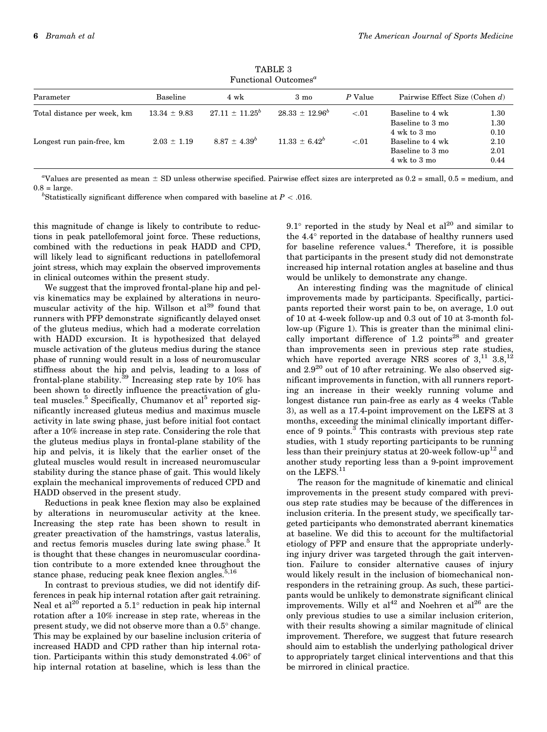TABLE 3
Functional Outcomes[a]

| Parameter | Baseline | 4 wk | 3 mo | *P* Value | Pairwise Effect Size (Cohen *d*) | |
|---|---|---|---|---|---|---|
| Total distance per week, km | 13.34 ± 9.83 | 27.11 ± 11.25[b] | 28.33 ± 12.96[b] | <.01 | Baseline to 4 wk | 1.30 |
| | | | | | Baseline to 3 mo | 1.30 |
| | | | | | 4 wk to 3 mo | 0.10 |
| Longest run pain-free, km | 2.03 ± 1.19 | 8.87 ± 4.39[b] | 11.33 ± 6.42[b] | <.01 | Baseline to 4 wk | 2.10 |
| | | | | | Baseline to 3 mo | 2.01 |
| | | | | | 4 wk to 3 mo | 0.44 |

[a]Values are presented as mean ± SD unless otherwise specified. Pairwise effect sizes are interpreted as 0.2 = small, 0.5 = medium, and 0.8 = large.

[b]Statistically significant difference when compared with baseline at $P < .016$.

this magnitude of change is likely to contribute to reductions in peak patellofemoral joint force. These reductions, combined with the reductions in peak HADD and CPD, will likely lead to significant reductions in patellofemoral joint stress, which may explain the observed improvements in clinical outcomes within the present study.

We suggest that the improved frontal-plane hip and pelvis kinematics may be explained by alterations in neuromuscular activity of the hip. Willson et al[39] found that runners with PFP demonstrate significantly delayed onset of the gluteus medius, which had a moderate correlation with HADD excursion. It is hypothesized that delayed muscle activation of the gluteus medius during the stance phase of running would result in a loss of neuromuscular stiffness about the hip and pelvis, leading to a loss of frontal-plane stability.[39] Increasing step rate by 10% has been shown to directly influence the preactivation of gluteal muscles.[5] Specifically, Chumanov et al[5] reported significantly increased gluteus medius and maximus muscle activity in late swing phase, just before initial foot contact after a 10% increase in step rate. Considering the role that the gluteus medius plays in frontal-plane stability of the hip and pelvis, it is likely that the earlier onset of the gluteal muscles would result in increased neuromuscular stability during the stance phase of gait. This would likely explain the mechanical improvements of reduced CPD and HADD observed in the present study.

Reductions in peak knee flexion may also be explained by alterations in neuromuscular activity at the knee. Increasing the step rate has been shown to result in greater preactivation of the hamstrings, vastus lateralis, and rectus femoris muscles during late swing phase.[5] It is thought that these changes in neuromuscular coordination contribute to a more extended knee throughout the stance phase, reducing peak knee flexion angles.[5,16]

In contrast to previous studies, we did not identify differences in peak hip internal rotation after gait retraining. Neal et al[20] reported a 5.1° reduction in peak hip internal rotation after a 10% increase in step rate, whereas in the present study, we did not observe more than a 0.5° change. This may be explained by our baseline inclusion criteria of increased HADD and CPD rather than hip internal rotation. Participants within this study demonstrated 4.06° of hip internal rotation at baseline, which is less than the 9.1° reported in the study by Neal et al[20] and similar to the 4.4° reported in the database of healthy runners used for baseline reference values.[4] Therefore, it is possible that participants in the present study did not demonstrate increased hip internal rotation angles at baseline and thus would be unlikely to demonstrate any change.

An interesting finding was the magnitude of clinical improvements made by participants. Specifically, participants reported their worst pain to be, on average, 1.0 out of 10 at 4-week follow-up and 0.3 out of 10 at 3-month follow-up (Figure 1). This is greater than the minimal clinically important difference of 1.2 points[28] and greater than improvements seen in previous step rate studies, which have reported average NRS scores of 3,[11] 3.8,[12] and 2.9[20] out of 10 after retraining. We also observed significant improvements in function, with all runners reporting an increase in their weekly running volume and longest distance run pain-free as early as 4 weeks (Table 3), as well as a 17.4-point improvement on the LEFS at 3 months, exceeding the minimal clinically important difference of 9 points.[3] This contrasts with previous step rate studies, with 1 study reporting participants to be running less than their preinjury status at 20-week follow-up[12] and another study reporting less than a 9-point improvement on the LEFS.[11]

The reason for the magnitude of kinematic and clinical improvements in the present study compared with previous step rate studies may be because of the differences in inclusion criteria. In the present study, we specifically targeted participants who demonstrated aberrant kinematics at baseline. We did this to account for the multifactorial etiology of PFP and ensure that the appropriate underlying injury driver was targeted through the gait intervention. Failure to consider alternative causes of injury would likely result in the inclusion of biomechanical nonresponders in the retraining group. As such, these participants would be unlikely to demonstrate significant clinical improvements. Willy et al[42] and Noehren et al[26] are the only previous studies to use a similar inclusion criterion, with their results showing a similar magnitude of clinical improvement. Therefore, we suggest that future research should aim to establish the underlying pathological driver to appropriately target clinical interventions and that this be mirrored in clinical practice.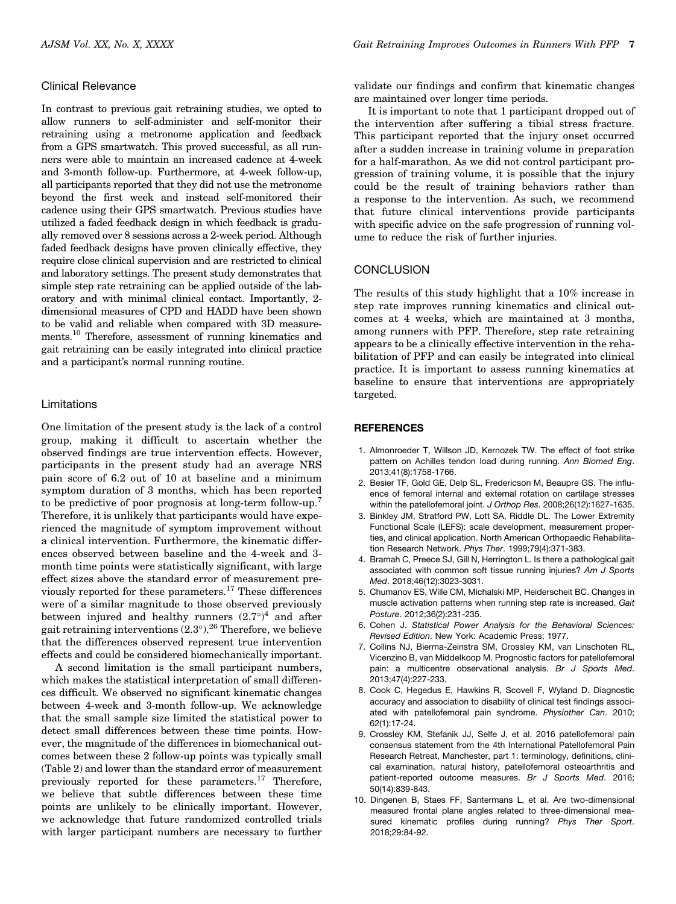### Clinical Relevance

In contrast to previous gait retraining studies, we opted to allow runners to self-administer and self-monitor their retraining using a metronome application and feedback from a GPS smartwatch. This proved successful, as all runners were able to maintain an increased cadence at 4-week and 3-month follow-up. Furthermore, at 4-week follow-up, all participants reported that they did not use the metronome beyond the first week and instead self-monitored their cadence using their GPS smartwatch. Previous studies have utilized a faded feedback design in which feedback is gradually removed over 8 sessions across a 2-week period. Although faded feedback designs have proven clinically effective, they require close clinical supervision and are restricted to clinical and laboratory settings. The present study demonstrates that simple step rate retraining can be applied outside of the laboratory and with minimal clinical contact. Importantly, 2-dimensional measures of CPD and HADD have been shown to be valid and reliable when compared with 3D measurements.[10] Therefore, assessment of running kinematics and gait retraining can be easily integrated into clinical practice and a participant's normal running routine.

### Limitations

One limitation of the present study is the lack of a control group, making it difficult to ascertain whether the observed findings are true intervention effects. However, participants in the present study had an average NRS pain score of 6.2 out of 10 at baseline and a minimum symptom duration of 3 months, which has been reported to be predictive of poor prognosis at long-term follow-up.[7] Therefore, it is unlikely that participants would have experienced the magnitude of symptom improvement without a clinical intervention. Furthermore, the kinematic differences observed between baseline and the 4-week and 3-month time points were statistically significant, with large effect sizes above the standard error of measurement previously reported for these parameters.[17] These differences were of a similar magnitude to those observed previously between injured and healthy runners $(2.7^{\circ})$[4] and after gait retraining interventions $(2.3^{\circ})$.[26] Therefore, we believe that the differences observed represent true intervention effects and could be considered biomechanically important.

A second limitation is the small participant numbers, which makes the statistical interpretation of small differences difficult. We observed no significant kinematic changes between 4-week and 3-month follow-up. We acknowledge that the small sample size limited the statistical power to detect small differences between these time points. However, the magnitude of the differences in biomechanical outcomes between these 2 follow-up points was typically small (Table 2) and lower than the standard error of measurement previously reported for these parameters.[17] Therefore, we believe that subtle differences between these time points are unlikely to be clinically important. However, we acknowledge that future randomized controlled trials with larger participant numbers are necessary to further validate our findings and confirm that kinematic changes are maintained over longer time periods.

It is important to note that 1 participant dropped out of the intervention after suffering a tibial stress fracture. This participant reported that the injury onset occurred after a sudden increase in training volume in preparation for a half-marathon. As we did not control participant progression of training volume, it is possible that the injury could be the result of training behaviors rather than a response to the intervention. As such, we recommend that future clinical interventions provide participants with specific advice on the safe progression of running volume to reduce the risk of further injuries.

## CONCLUSION

The results of this study highlight that a 10% increase in step rate improves running kinematics and clinical outcomes at 4 weeks, which are maintained at 3 months, among runners with PFP. Therefore, step rate retraining appears to be a clinically effective intervention in the rehabilitation of PFP and can easily be integrated into clinical practice. It is important to assess running kinematics at baseline to ensure that interventions are appropriately targeted.

## REFERENCES

1. Almonroeder T, Willson JD, Kernozek TW. The effect of foot strike pattern on Achilles tendon load during running. *Ann Biomed Eng*. 2013;41(8):1758-1766.
2. Besier TF, Gold GE, Delp SL, Fredericson M, Beaupre GS. The influence of femoral internal and external rotation on cartilage stresses within the patellofemoral joint. *J Orthop Res*. 2008;26(12):1627-1635.
3. Binkley JM, Stratford PW, Lott SA, Riddle DL. The Lower Extremity Functional Scale (LEFS): scale development, measurement properties, and clinical application. North American Orthopaedic Rehabilitation Research Network. *Phys Ther*. 1999;79(4):371-383.
4. Bramah C, Preece SJ, Gill N, Herrington L. Is there a pathological gait associated with common soft tissue running injuries? *Am J Sports Med*. 2018;46(12):3023-3031.
5. Chumanov ES, Wille CM, Michalski MP, Heiderscheit BC. Changes in muscle activation patterns when running step rate is increased. *Gait Posture*. 2012;36(2):231-235.
6. Cohen J. *Statistical Power Analysis for the Behavioral Sciences: Revised Edition*. New York: Academic Press; 1977.
7. Collins NJ, Bierma-Zeinstra SM, Crossley KM, van Linschoten RL, Vicenzino B, van Middelkoop M. Prognostic factors for patellofemoral pain: a multicentre observational analysis. *Br J Sports Med*. 2013;47(4):227-233.
8. Cook C, Hegedus E, Hawkins R, Scovell F, Wyland D. Diagnostic accuracy and association to disability of clinical test findings associated with patellofemoral pain syndrome. *Physiother Can*. 2010; 62(1):17-24.
9. Crossley KM, Stefanik JJ, Selfe J, et al. 2016 patellofemoral pain consensus statement from the 4th International Patellofemoral Pain Research Retreat, Manchester, part 1: terminology, definitions, clinical examination, natural history, patellofemoral osteoarthritis and patient-reported outcome measures. *Br J Sports Med*. 2016; 50(14):839-843.
10. Dingenen B, Staes FF, Santermans L, et al. Are two-dimensional measured frontal plane angles related to three-dimensional measured kinematic profiles during running? *Phys Ther Sport*. 2018;29:84-92.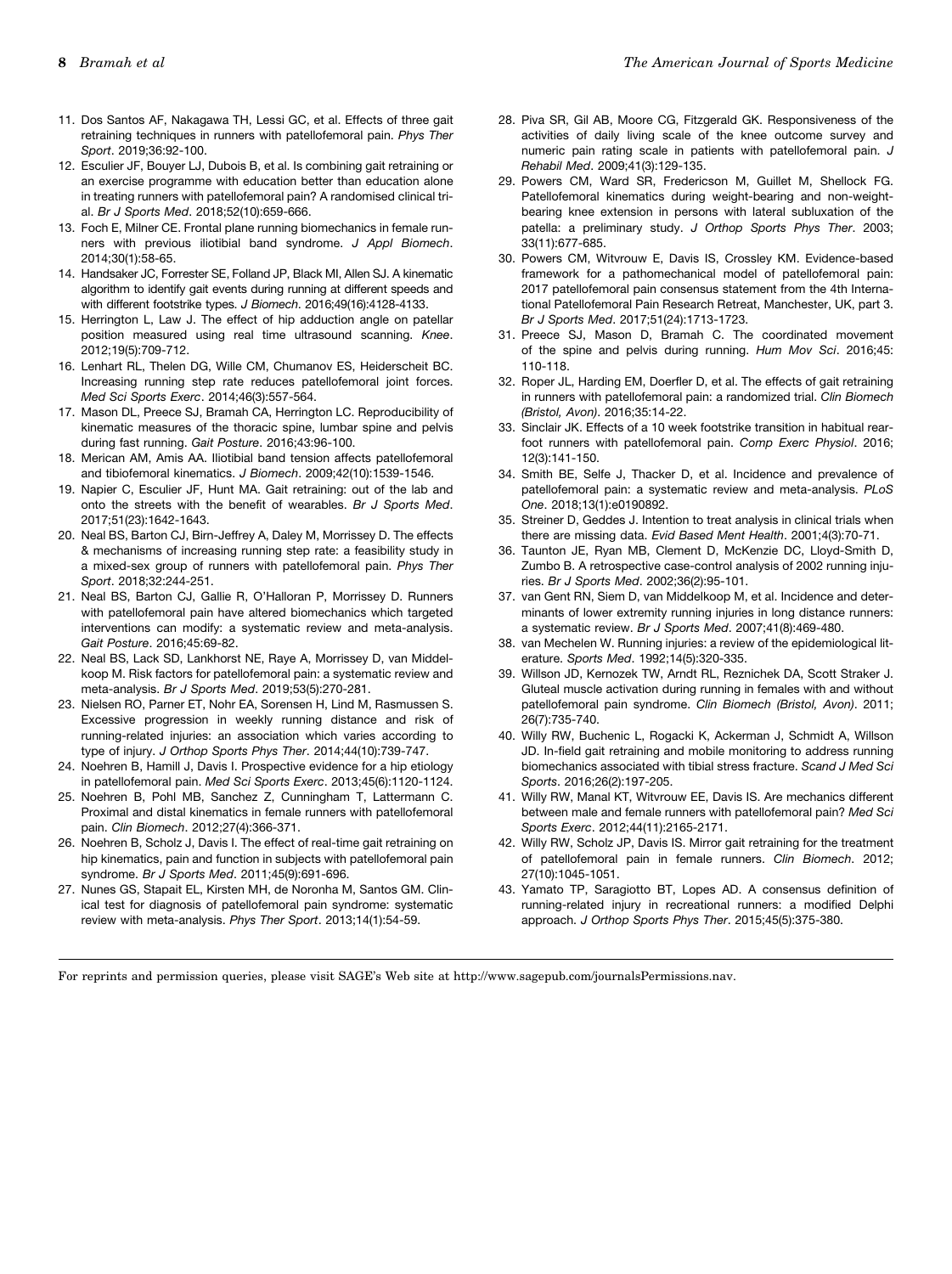11. Dos Santos AF, Nakagawa TH, Lessi GC, et al. Effects of three gait retraining techniques in runners with patellofemoral pain. *Phys Ther Sport*. 2019;36:92-100.
12. Esculier JF, Bouyer LJ, Dubois B, et al. Is combining gait retraining or an exercise programme with education better than education alone in treating runners with patellofemoral pain? A randomised clinical trial. *Br J Sports Med*. 2018;52(10):659-666.
13. Foch E, Milner CE. Frontal plane running biomechanics in female runners with previous iliotibial band syndrome. *J Appl Biomech*. 2014;30(1):58-65.
14. Handsaker JC, Forrester SE, Folland JP, Black MI, Allen SJ. A kinematic algorithm to identify gait events during running at different speeds and with different footstrike types. *J Biomech*. 2016;49(16):4128-4133.
15. Herrington L, Law J. The effect of hip adduction angle on patellar position measured using real time ultrasound scanning. *Knee*. 2012;19(5):709-712.
16. Lenhart RL, Thelen DG, Wille CM, Chumanov ES, Heiderscheit BC. Increasing running step rate reduces patellofemoral joint forces. *Med Sci Sports Exerc*. 2014;46(3):557-564.
17. Mason DL, Preece SJ, Bramah CA, Herrington LC. Reproducibility of kinematic measures of the thoracic spine, lumbar spine and pelvis during fast running. *Gait Posture*. 2016;43:96-100.
18. Merican AM, Amis AA. Iliotibial band tension affects patellofemoral and tibiofemoral kinematics. *J Biomech*. 2009;42(10):1539-1546.
19. Napier C, Esculier JF, Hunt MA. Gait retraining: out of the lab and onto the streets with the benefit of wearables. *Br J Sports Med*. 2017;51(23):1642-1643.
20. Neal BS, Barton CJ, Birn-Jeffrey A, Daley M, Morrissey D. The effects & mechanisms of increasing running step rate: a feasibility study in a mixed-sex group of runners with patellofemoral pain. *Phys Ther Sport*. 2018;32:244-251.
21. Neal BS, Barton CJ, Gallie R, O'Halloran P, Morrissey D. Runners with patellofemoral pain have altered biomechanics which targeted interventions can modify: a systematic review and meta-analysis. *Gait Posture*. 2016;45:69-82.
22. Neal BS, Lack SD, Lankhorst NE, Raye A, Morrissey D, van Middelkoop M. Risk factors for patellofemoral pain: a systematic review and meta-analysis. *Br J Sports Med*. 2019;53(5):270-281.
23. Nielsen RO, Parner ET, Nohr EA, Sorensen H, Lind M, Rasmussen S. Excessive progression in weekly running distance and risk of running-related injuries: an association which varies according to type of injury. *J Orthop Sports Phys Ther*. 2014;44(10):739-747.
24. Noehren B, Hamill J, Davis I. Prospective evidence for a hip etiology in patellofemoral pain. *Med Sci Sports Exerc*. 2013;45(6):1120-1124.
25. Noehren B, Pohl MB, Sanchez Z, Cunningham T, Lattermann C. Proximal and distal kinematics in female runners with patellofemoral pain. *Clin Biomech*. 2012;27(4):366-371.
26. Noehren B, Scholz J, Davis I. The effect of real-time gait retraining on hip kinematics, pain and function in subjects with patellofemoral pain syndrome. *Br J Sports Med*. 2011;45(9):691-696.
27. Nunes GS, Stapait EL, Kirsten MH, de Noronha M, Santos GM. Clinical test for diagnosis of patellofemoral pain syndrome: systematic review with meta-analysis. *Phys Ther Sport*. 2013;14(1):54-59.
28. Piva SR, Gil AB, Moore CG, Fitzgerald GK. Responsiveness of the activities of daily living scale of the knee outcome survey and numeric pain rating scale in patients with patellofemoral pain. *J Rehabil Med*. 2009;41(3):129-135.
29. Powers CM, Ward SR, Fredericson M, Guillet M, Shellock FG. Patellofemoral kinematics during weight-bearing and non-weight-bearing knee extension in persons with lateral subluxation of the patella: a preliminary study. *J Orthop Sports Phys Ther*. 2003;33(11):677-685.
30. Powers CM, Witvrouw E, Davis IS, Crossley KM. Evidence-based framework for a pathomechanical model of patellofemoral pain: 2017 patellofemoral pain consensus statement from the 4th International Patellofemoral Pain Research Retreat, Manchester, UK, part 3. *Br J Sports Med*. 2017;51(24):1713-1723.
31. Preece SJ, Mason D, Bramah C. The coordinated movement of the spine and pelvis during running. *Hum Mov Sci*. 2016;45:110-118.
32. Roper JL, Harding EM, Doerfler D, et al. The effects of gait retraining in runners with patellofemoral pain: a randomized trial. *Clin Biomech (Bristol, Avon)*. 2016;35:14-22.
33. Sinclair JK. Effects of a 10 week footstrike transition in habitual rearfoot runners with patellofemoral pain. *Comp Exerc Physiol*. 2016;12(3):141-150.
34. Smith BE, Selfe J, Thacker D, et al. Incidence and prevalence of patellofemoral pain: a systematic review and meta-analysis. *PLoS One*. 2018;13(1):e0190892.
35. Streiner D, Geddes J. Intention to treat analysis in clinical trials when there are missing data. *Evid Based Ment Health*. 2001;4(3):70-71.
36. Taunton JE, Ryan MB, Clement D, McKenzie DC, Lloyd-Smith D, Zumbo B. A retrospective case-control analysis of 2002 running injuries. *Br J Sports Med*. 2002;36(2):95-101.
37. van Gent RN, Siem D, van Middelkoop M, et al. Incidence and determinants of lower extremity running injuries in long distance runners: a systematic review. *Br J Sports Med*. 2007;41(8):469-480.
38. van Mechelen W. Running injuries: a review of the epidemiological literature. *Sports Med*. 1992;14(5):320-335.
39. Willson JD, Kernozek TW, Arndt RL, Reznichek DA, Scott Straker J. Gluteal muscle activation during running in females with and without patellofemoral pain syndrome. *Clin Biomech (Bristol, Avon)*. 2011;26(7):735-740.
40. Willy RW, Buchenic L, Rogacki K, Ackerman J, Schmidt A, Willson JD. In-field gait retraining and mobile monitoring to address running biomechanics associated with tibial stress fracture. *Scand J Med Sci Sports*. 2016;26(2):197-205.
41. Willy RW, Manal KT, Witvrouw EE, Davis IS. Are mechanics different between male and female runners with patellofemoral pain? *Med Sci Sports Exerc*. 2012;44(11):2165-2171.
42. Willy RW, Scholz JP, Davis IS. Mirror gait retraining for the treatment of patellofemoral pain in female runners. *Clin Biomech*. 2012;27(10):1045-1051.
43. Yamato TP, Saragiotto BT, Lopes AD. A consensus definition of running-related injury in recreational runners: a modified Delphi approach. *J Orthop Sports Phys Ther*. 2015;45(5):375-380.

For reprints and permission queries, please visit SAGE's Web site at http://www.sagepub.com/journalsPermissions.nav.